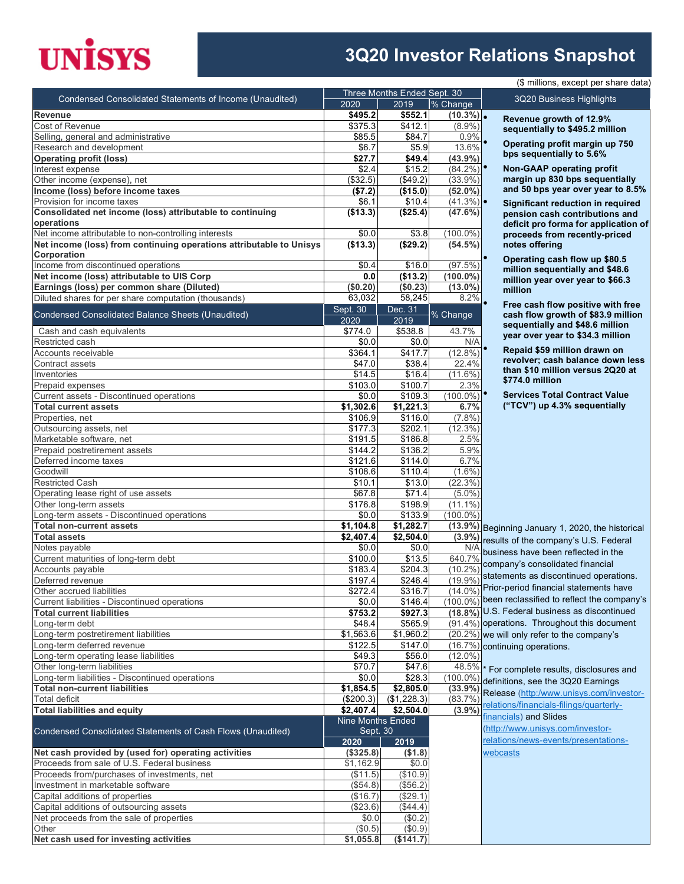# UNISYS

## 3Q20 Investor Relations Snapshot

($ millions, except per share data)

| Condensed Consolidated Statements of Income (Unaudited) | Three Months Ended Sept. 30 | | |
|---|---|---|---|
| | 2020 | 2019 | % Change |
| **Revenue** | **$495.2** | **$552.1** | **(10.3%)** |
| Cost of Revenue | $375.3 | $412.1 | (8.9%) |
| Selling, general and administrative | $85.5 | $84.7 | 0.9% |
| Research and development | $6.7 | $5.9 | 13.6% |
| **Operating profit (loss)** | **$27.7** | **$49.4** | **(43.9%)** |
| Interest expense | $2.4 | $15.2 | (84.2%) |
| Other income (expense), net | ($32.5) | ($49.2) | (33.9%) |
| **Income (loss) before income taxes** | **($7.2)** | **($15.0)** | **(52.0%)** |
| Provision for income taxes | $6.1 | $10.4 | (41.3%) |
| **Consolidated net income (loss) attributable to continuing operations** | **($13.3)** | **($25.4)** | **(47.6%)** |
| Net income attributable to non-controlling interests | $0.0 | $3.8 | (100.0%) |
| **Net income (loss) from continuing operations attributable to Unisys Corporation** | **($13.3)** | **($29.2)** | **(54.5%)** |
| Income from discontinued operations | $0.4 | $16.0 | (97.5%) |
| **Net income (loss) attributable to UIS Corp** | **0.0** | **($13.2)** | **(100.0%)** |
| **Earnings (loss) per common share (Diluted)** | **($0.20)** | **($0.23)** | **(13.0%)** |
| Diluted shares for per share computation (thousands) | 63,032 | 58,245 | 8.2% |

| Condensed Consolidated Balance Sheets (Unaudited) | Sept. 30 2020 | Dec. 31 2019 | % Change |
|---|---|---|---|
| Cash and cash equivalents | $774.0 | $538.8 | 43.7% |
| Restricted cash | $0.0 | $0.0 | N/A |
| Accounts receivable | $364.1 | $417.7 | (12.8%) |
| Contract assets | $47.0 | $38.4 | 22.4% |
| Inventories | $14.5 | $16.4 | (11.6%) |
| Prepaid expenses | $103.0 | $100.7 | 2.3% |
| Current assets - Discontinued operations | $0.0 | $109.3 | (100.0%) |
| **Total current assets** | **$1,302.6** | **$1,221.3** | **6.7%** |
| Properties, net | $106.9 | $116.0 | (7.8%) |
| Outsourcing assets, net | $177.3 | $202.1 | (12.3%) |
| Marketable software, net | $191.5 | $186.8 | 2.5% |
| Prepaid postretirement assets | $144.2 | $136.2 | 5.9% |
| Deferred income taxes | $121.6 | $114.0 | 6.7% |
| Goodwill | $108.6 | $110.4 | (1.6%) |
| Restricted Cash | $10.1 | $13.0 | (22.3%) |
| Operating lease right of use assets | $67.8 | $71.4 | (5.0%) |
| Other long-term assets | $176.8 | $198.9 | (11.1%) |
| Long-term assets - Discontinued operations | $0.0 | $133.9 | (100.0%) |
| **Total non-current assets** | **$1,104.8** | **$1,282.7** | **(13.9%)** |
| **Total assets** | **$2,407.4** | **$2,504.0** | **(3.9%)** |
| Notes payable | $0.0 | $0.0 | N/A |
| Current maturities of long-term debt | $100.0 | $13.5 | 640.7% |
| Accounts payable | $183.4 | $204.3 | (10.2%) |
| Deferred revenue | $197.4 | $246.4 | (19.9%) |
| Other accrued liabilities | $272.4 | $316.7 | (14.0%) |
| Current liabilities - Discontinued operations | $0.0 | $146.4 | (100.0%) |
| **Total current liabilities** | **$753.2** | **$927.3** | **(18.8%)** |
| Long-term debt | $48.4 | $565.9 | (91.4%) |
| Long-term postretirement liabilities | $1,563.6 | $1,960.2 | (20.2%) |
| Long-term deferred revenue | $122.5 | $147.0 | (16.7%) |
| Long-term operating lease liabilities | $49.3 | $56.0 | (12.0%) |
| Other long-term liabilities | $70.7 | $47.6 | 48.5% |
| Long-term liabilities - Discontinued operations | $0.0 | $28.3 | (100.0%) |
| **Total non-current liabilities** | **$1,854.5** | **$2,805.0** | **(33.9%)** |
| Total deficit | ($200.3) | ($1,228.3) | (83.7%) |
| **Total liabilities and equity** | **$2,407.4** | **$2,504.0** | **(3.9%)** |

| Condensed Consolidated Statements of Cash Flows (Unaudited) | Nine Months Ended Sept. 30 | |
|---|---|---|
| | **2020** | **2019** |
| **Net cash provided by (used for) operating activities** | **($325.8)** | **($1.8)** |
| Proceeds from sale of U.S. Federal business | $1,162.9 | $0.0 |
| Proceeds from/purchases of investments, net | ($11.5) | ($10.9) |
| Investment in marketable software | ($54.8) | ($56.2) |
| Capital additions of properties | ($16.7) | ($29.1) |
| Capital additions of outsourcing assets | ($23.6) | ($44.4) |
| Net proceeds from the sale of properties | $0.0 | ($0.2) |
| Other | ($0.5) | ($0.9) |
| **Net cash used for investing activities** | **$1,055.8** | **($141.7)** |

### 3Q20 Business Highlights

- **Revenue growth of 12.9% sequentially to $495.2 million**
- **Operating profit margin up 750 bps sequentially to 5.6%**
- **Non-GAAP operating profit margin up 830 bps sequentially and 50 bps year over year to 8.5%**
- **Significant reduction in required pension cash contributions and deficit pro forma for application of proceeds from recently-priced notes offering**
- **Operating cash flow up $80.5 million sequentially and $48.6 million year over year to $66.3 million**
- **Free cash flow positive with free cash flow growth of $83.9 million sequentially and $48.6 million year over year to $34.3 million**
- **Repaid $59 million drawn on revolver; cash balance down less than $10 million versus 2Q20 at $774.0 million**
- **Services Total Contract Value ("TCV") up 4.3% sequentially**

Beginning January 1, 2020, the historical results of the company's U.S. Federal business have been reflected in the company's consolidated financial statements as discontinued operations. Prior-period financial statements have been reclassified to reflect the company's U.S. Federal business as discontinued operations. Throughout this document we will only refer to the company's continuing operations.

* For complete results, disclosures and definitions, see the 3Q20 Earnings Release (http:/www.unisys.com/investor-relations/financials-filings/quarterly-financials) and Slides (http://www.unisys.com/investor-relations/news-events/presentations-webcasts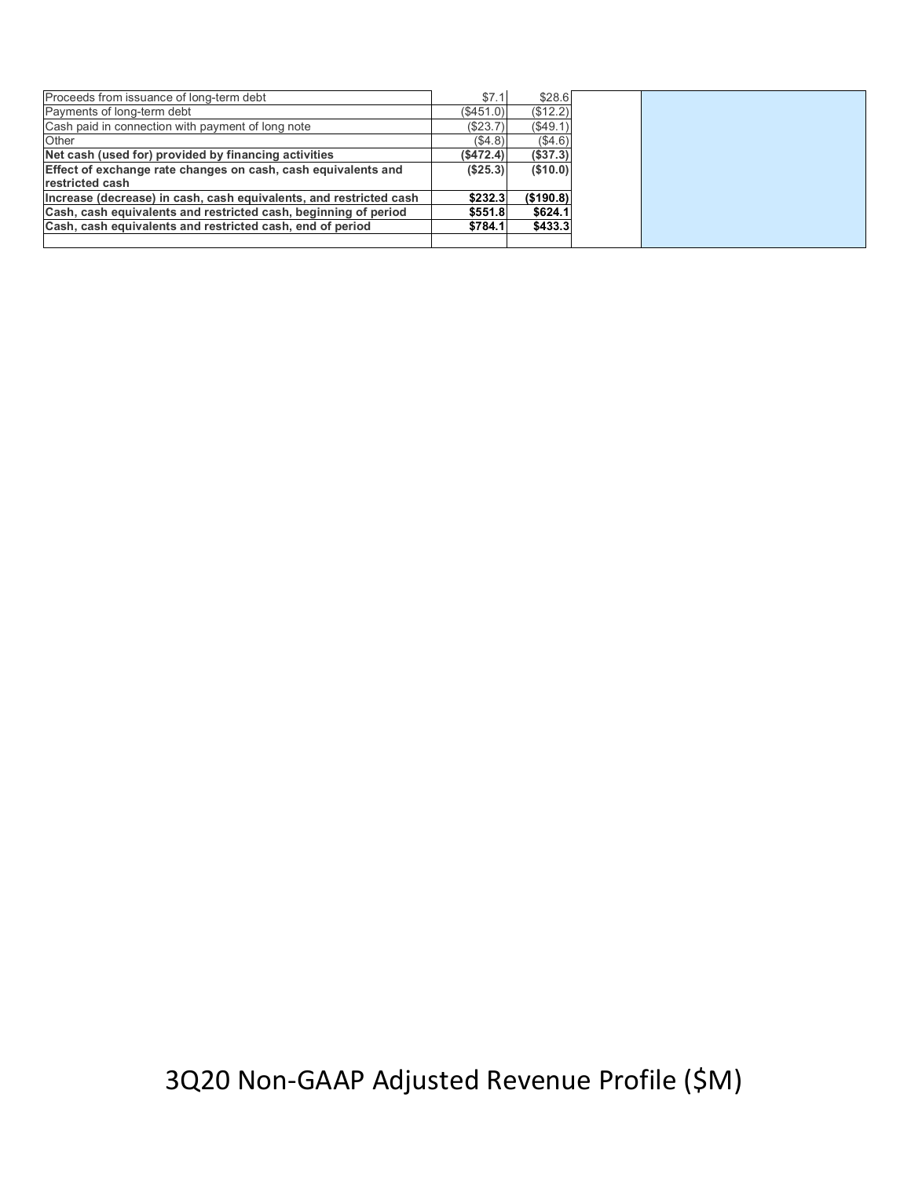| | | | | |
|---|---|---|---|---|
| Proceeds from issuance of long-term debt | $7.1 | $28.6 | | |
| Payments of long-term debt | ($451.0) | ($12.2) | | |
| Cash paid in connection with payment of long note | ($23.7) | ($49.1) | | |
| Other | ($4.8) | ($4.6) | | |
| **Net cash (used for) provided by financing activities** | **($472.4)** | **($37.3)** | | |
| **Effect of exchange rate changes on cash, cash equivalents and restricted cash** | **($25.3)** | **($10.0)** | | |
| **Increase (decrease) in cash, cash equivalents, and restricted cash** | **$232.3** | **($190.8)** | | |
| **Cash, cash equivalents and restricted cash, beginning of period** | **$551.8** | **$624.1** | | |
| **Cash, cash equivalents and restricted cash, end of period** | **$784.1** | **$433.3** | | |
| | | | | |

# 3Q20 Non-GAAP Adjusted Revenue Profile ($M)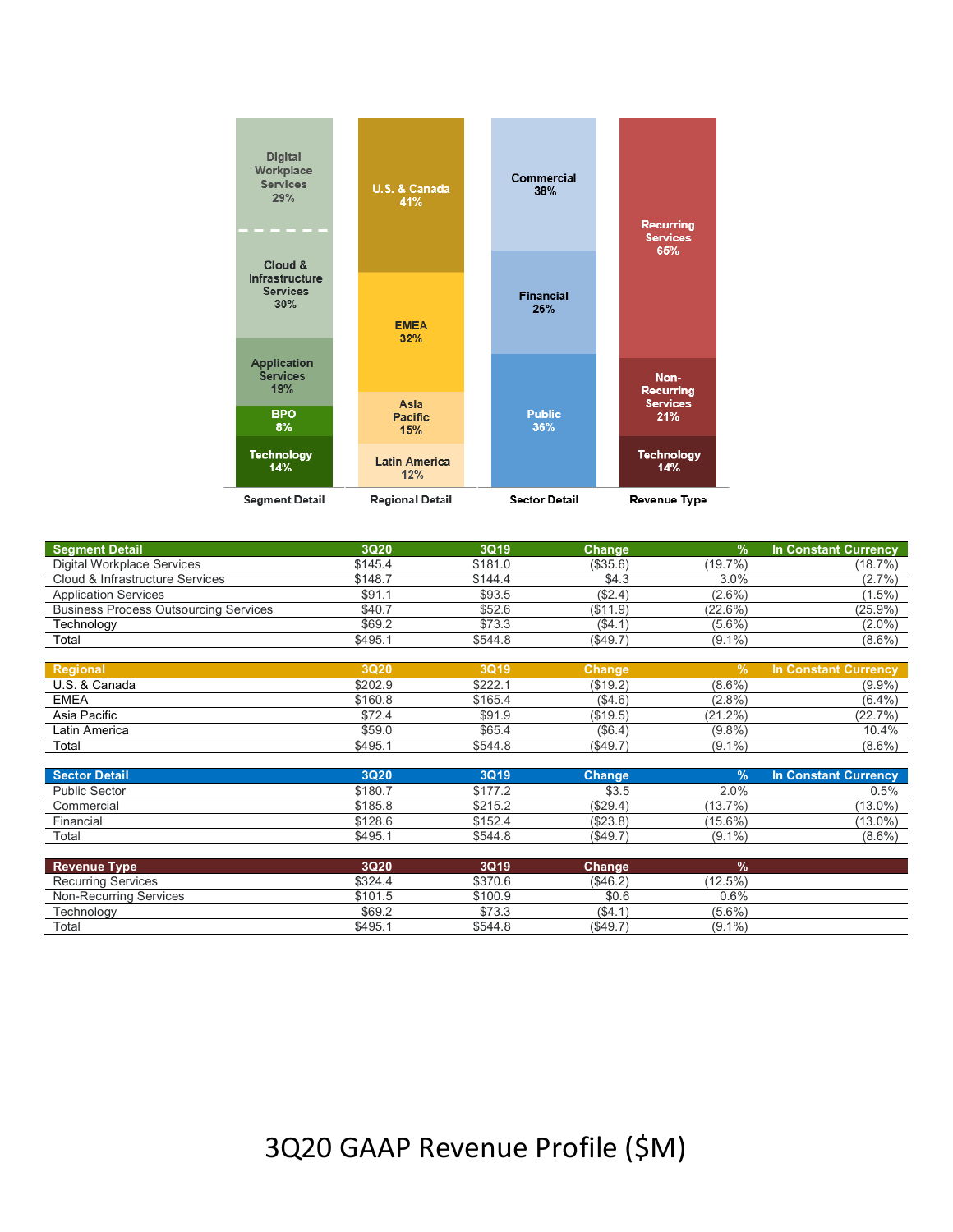Segment Detail: Digital Workplace Services 29%, Cloud & Infrastructure Services 30%, Application Services 19%, BPO 8%, Technology 14%

Regional Detail: U.S. & Canada 41%, EMEA 32%, Asia Pacific 15%, Latin America 12%

Sector Detail: Commercial 38%, Financial 26%, Public 36%

Revenue Type: Recurring Services 65%, Non-Recurring Services 21%, Technology 14%

| Segment Detail | 3Q20 | 3Q19 | Change | % | In Constant Currency |
|---|---|---|---|---|---|
| Digital Workplace Services | $145.4 | $181.0 | ($35.6) | (19.7%) | (18.7%) |
| Cloud & Infrastructure Services | $148.7 | $144.4 | $4.3 | 3.0% | (2.7%) |
| Application Services | $91.1 | $93.5 | ($2.4) | (2.6%) | (1.5%) |
| Business Process Outsourcing Services | $40.7 | $52.6 | ($11.9) | (22.6%) | (25.9%) |
| Technology | $69.2 | $73.3 | ($4.1) | (5.6%) | (2.0%) |
| Total | $495.1 | $544.8 | ($49.7) | (9.1%) | (8.6%) |

| Regional | 3Q20 | 3Q19 | Change | % | In Constant Currency |
|---|---|---|---|---|---|
| U.S. & Canada | $202.9 | $222.1 | ($19.2) | (8.6%) | (9.9%) |
| EMEA | $160.8 | $165.4 | ($4.6) | (2.8%) | (6.4%) |
| Asia Pacific | $72.4 | $91.9 | ($19.5) | (21.2%) | (22.7%) |
| Latin America | $59.0 | $65.4 | ($6.4) | (9.8%) | 10.4% |
| Total | $495.1 | $544.8 | ($49.7) | (9.1%) | (8.6%) |

| Sector Detail | 3Q20 | 3Q19 | Change | % | In Constant Currency |
|---|---|---|---|---|---|
| Public Sector | $180.7 | $177.2 | $3.5 | 2.0% | 0.5% |
| Commercial | $185.8 | $215.2 | ($29.4) | (13.7%) | (13.0%) |
| Financial | $128.6 | $152.4 | ($23.8) | (15.6%) | (13.0%) |
| Total | $495.1 | $544.8 | ($49.7) | (9.1%) | (8.6%) |

| Revenue Type | 3Q20 | 3Q19 | Change | % |
|---|---|---|---|---|
| Recurring Services | $324.4 | $370.6 | ($46.2) | (12.5%) |
| Non-Recurring Services | $101.5 | $100.9 | $0.6 | 0.6% |
| Technology | $69.2 | $73.3 | ($4.1) | (5.6%) |
| Total | $495.1 | $544.8 | ($49.7) | (9.1%) |

# 3Q20 GAAP Revenue Profile ($M)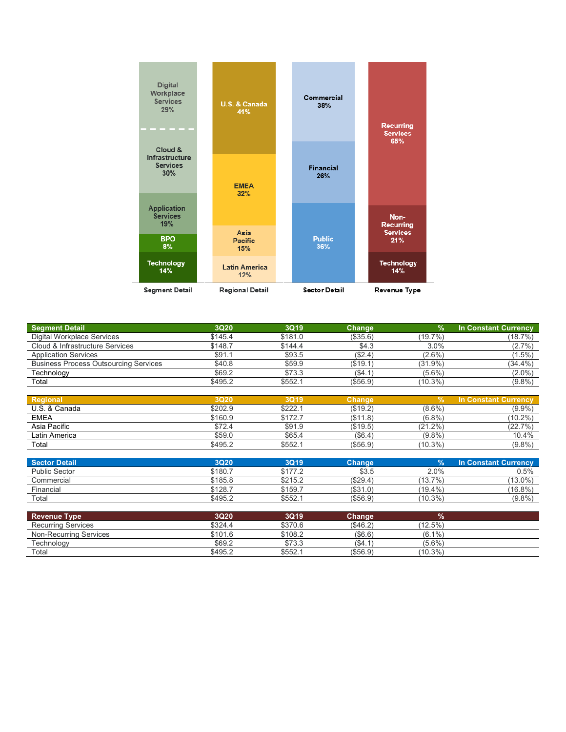Segment Detail: Digital Workplace Services 29%, Cloud & Infrastructure Services 30%, Application Services 19%, BPO 8%, Technology 14%

Regional Detail: U.S. & Canada 41%, EMEA 32%, Asia Pacific 15%, Latin America 12%

Sector Detail: Commercial 38%, Financial 26%, Public 36%

Revenue Type: Recurring Services 65%, Non-Recurring Services 21%, Technology 14%

| Segment Detail | 3Q20 | 3Q19 | Change | % | In Constant Currency |
|---|---|---|---|---|---|
| Digital Workplace Services | $145.4 | $181.0 | ($35.6) | (19.7%) | (18.7%) |
| Cloud & Infrastructure Services | $148.7 | $144.4 | $4.3 | 3.0% | (2.7%) |
| Application Services | $91.1 | $93.5 | ($2.4) | (2.6%) | (1.5%) |
| Business Process Outsourcing Services | $40.8 | $59.9 | ($19.1) | (31.9%) | (34.4%) |
| Technology | $69.2 | $73.3 | ($4.1) | (5.6%) | (2.0%) |
| Total | $495.2 | $552.1 | ($56.9) | (10.3%) | (9.8%) |

| Regional | 3Q20 | 3Q19 | Change | % | In Constant Currency |
|---|---|---|---|---|---|
| U.S. & Canada | $202.9 | $222.1 | ($19.2) | (8.6%) | (9.9%) |
| EMEA | $160.9 | $172.7 | ($11.8) | (6.8%) | (10.2%) |
| Asia Pacific | $72.4 | $91.9 | ($19.5) | (21.2%) | (22.7%) |
| Latin America | $59.0 | $65.4 | ($6.4) | (9.8%) | 10.4% |
| Total | $495.2 | $552.1 | ($56.9) | (10.3%) | (9.8%) |

| Sector Detail | 3Q20 | 3Q19 | Change | % | In Constant Currency |
|---|---|---|---|---|---|
| Public Sector | $180.7 | $177.2 | $3.5 | 2.0% | 0.5% |
| Commercial | $185.8 | $215.2 | ($29.4) | (13.7%) | (13.0%) |
| Financial | $128.7 | $159.7 | ($31.0) | (19.4%) | (16.8%) |
| Total | $495.2 | $552.1 | ($56.9) | (10.3%) | (9.8%) |

| Revenue Type | 3Q20 | 3Q19 | Change | % |
|---|---|---|---|---|
| Recurring Services | $324.4 | $370.6 | ($46.2) | (12.5%) |
| Non-Recurring Services | $101.6 | $108.2 | ($6.6) | (6.1%) |
| Technology | $69.2 | $73.3 | ($4.1) | (5.6%) |
| Total | $495.2 | $552.1 | ($56.9) | (10.3%) |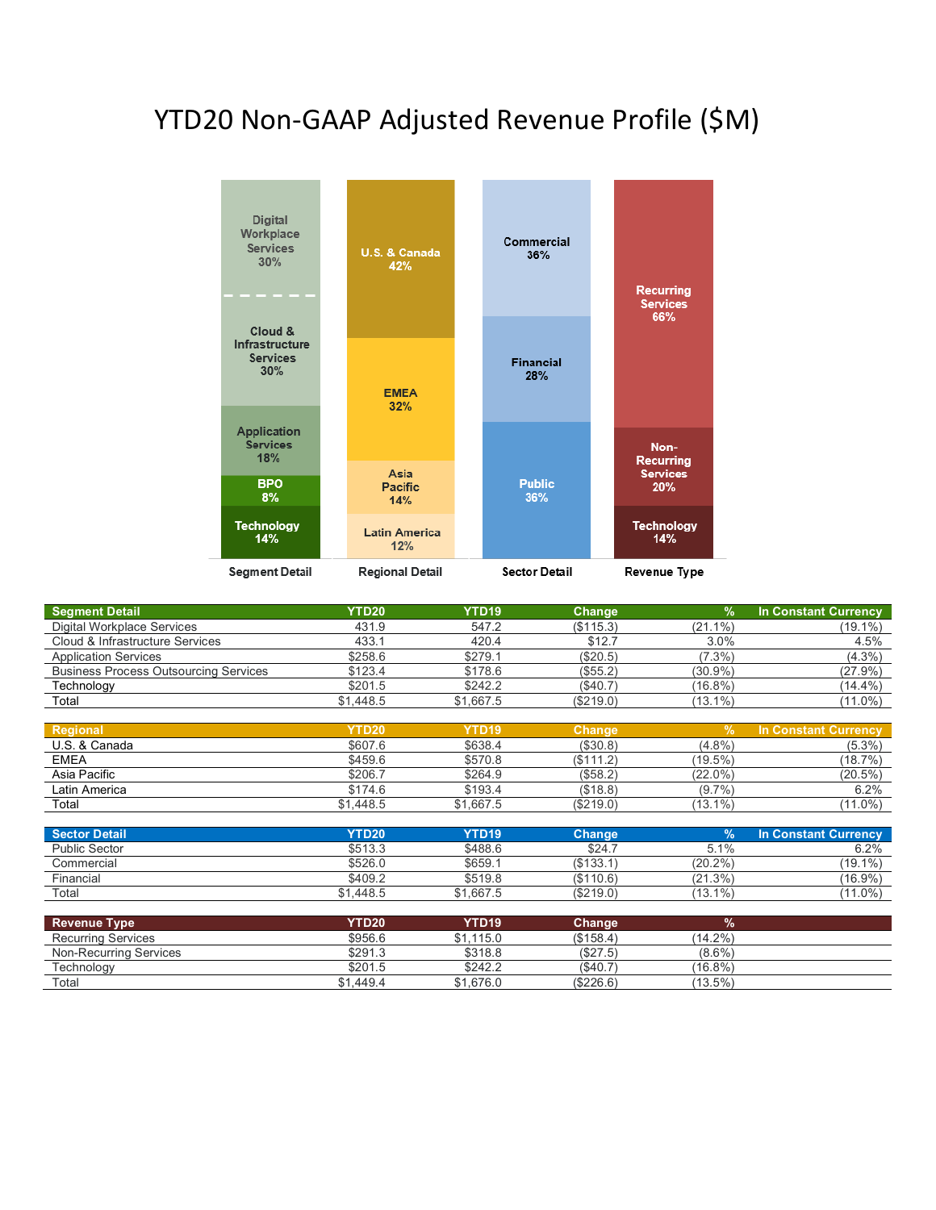# YTD20 Non-GAAP Adjusted Revenue Profile ($M)

| Segment Detail | YTD20 | YTD19 | Change | % | In Constant Currency |
|---|---|---|---|---|---|
| Digital Workplace Services | 431.9 | 547.2 | ($115.3) | (21.1%) | (19.1%) |
| Cloud & Infrastructure Services | 433.1 | 420.4 | $12.7 | 3.0% | 4.5% |
| Application Services | $258.6 | $279.1 | ($20.5) | (7.3%) | (4.3%) |
| Business Process Outsourcing Services | $123.4 | $178.6 | ($55.2) | (30.9%) | (27.9%) |
| Technology | $201.5 | $242.2 | ($40.7) | (16.8%) | (14.4%) |
| Total | $1,448.5 | $1,667.5 | ($219.0) | (13.1%) | (11.0%) |

| Regional | YTD20 | YTD19 | Change | % | In Constant Currency |
|---|---|---|---|---|---|
| U.S. & Canada | $607.6 | $638.4 | ($30.8) | (4.8%) | (5.3%) |
| EMEA | $459.6 | $570.8 | ($111.2) | (19.5%) | (18.7%) |
| Asia Pacific | $206.7 | $264.9 | ($58.2) | (22.0%) | (20.5%) |
| Latin America | $174.6 | $193.4 | ($18.8) | (9.7%) | 6.2% |
| Total | $1,448.5 | $1,667.5 | ($219.0) | (13.1%) | (11.0%) |

| Sector Detail | YTD20 | YTD19 | Change | % | In Constant Currency |
|---|---|---|---|---|---|
| Public Sector | $513.3 | $488.6 | $24.7 | 5.1% | 6.2% |
| Commercial | $526.0 | $659.1 | ($133.1) | (20.2%) | (19.1%) |
| Financial | $409.2 | $519.8 | ($110.6) | (21.3%) | (16.9%) |
| Total | $1,448.5 | $1,667.5 | ($219.0) | (13.1%) | (11.0%) |

| Revenue Type | YTD20 | YTD19 | Change | % |
|---|---|---|---|---|
| Recurring Services | $956.6 | $1,115.0 | ($158.4) | (14.2%) |
| Non-Recurring Services | $291.3 | $318.8 | ($27.5) | (8.6%) |
| Technology | $201.5 | $242.2 | ($40.7) | (16.8%) |
| Total | $1,449.4 | $1,676.0 | ($226.6) | (13.5%) |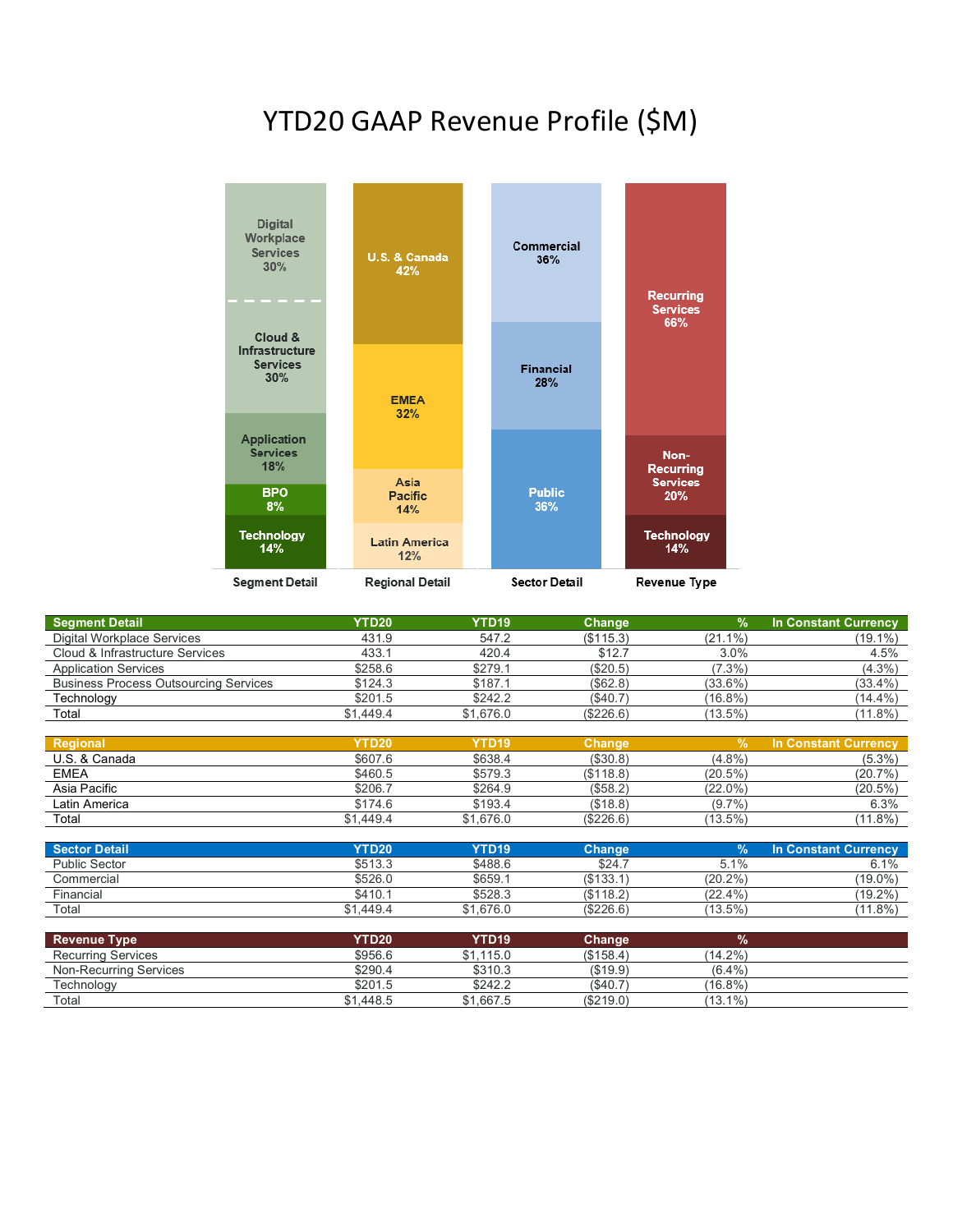# YTD20 GAAP Revenue Profile ($M)

Digital Workplace Services 30%
Cloud & Infrastructure Services 30%
Application Services 18%
BPO 8%
Technology 14%
Segment Detail

U.S. & Canada 42%
EMEA 32%
Asia Pacific 14%
Latin America 12%
Regional Detail

Commercial 36%
Financial 28%
Public 36%
Sector Detail

Recurring Services 66%
Non-Recurring Services 20%
Technology 14%
Revenue Type

| Segment Detail | YTD20 | YTD19 | Change | % | In Constant Currency |
|---|---|---|---|---|---|
| Digital Workplace Services | 431.9 | 547.2 | ($115.3) | (21.1%) | (19.1%) |
| Cloud & Infrastructure Services | 433.1 | 420.4 | $12.7 | 3.0% | 4.5% |
| Application Services | $258.6 | $279.1 | ($20.5) | (7.3%) | (4.3%) |
| Business Process Outsourcing Services | $124.3 | $187.1 | ($62.8) | (33.6%) | (33.4%) |
| Technology | $201.5 | $242.2 | ($40.7) | (16.8%) | (14.4%) |
| Total | $1,449.4 | $1,676.0 | ($226.6) | (13.5%) | (11.8%) |

| Regional | YTD20 | YTD19 | Change | % | In Constant Currency |
|---|---|---|---|---|---|
| U.S. & Canada | $607.6 | $638.4 | ($30.8) | (4.8%) | (5.3%) |
| EMEA | $460.5 | $579.3 | ($118.8) | (20.5%) | (20.7%) |
| Asia Pacific | $206.7 | $264.9 | ($58.2) | (22.0%) | (20.5%) |
| Latin America | $174.6 | $193.4 | ($18.8) | (9.7%) | 6.3% |
| Total | $1,449.4 | $1,676.0 | ($226.6) | (13.5%) | (11.8%) |

| Sector Detail | YTD20 | YTD19 | Change | % | In Constant Currency |
|---|---|---|---|---|---|
| Public Sector | $513.3 | $488.6 | $24.7 | 5.1% | 6.1% |
| Commercial | $526.0 | $659.1 | ($133.1) | (20.2%) | (19.0%) |
| Financial | $410.1 | $528.3 | ($118.2) | (22.4%) | (19.2%) |
| Total | $1,449.4 | $1,676.0 | ($226.6) | (13.5%) | (11.8%) |

| Revenue Type | YTD20 | YTD19 | Change | % |
|---|---|---|---|---|
| Recurring Services | $956.6 | $1,115.0 | ($158.4) | (14.2%) |
| Non-Recurring Services | $290.4 | $310.3 | ($19.9) | (6.4%) |
| Technology | $201.5 | $242.2 | ($40.7) | (16.8%) |
| Total | $1,448.5 | $1,667.5 | ($219.0) | (13.1%) |